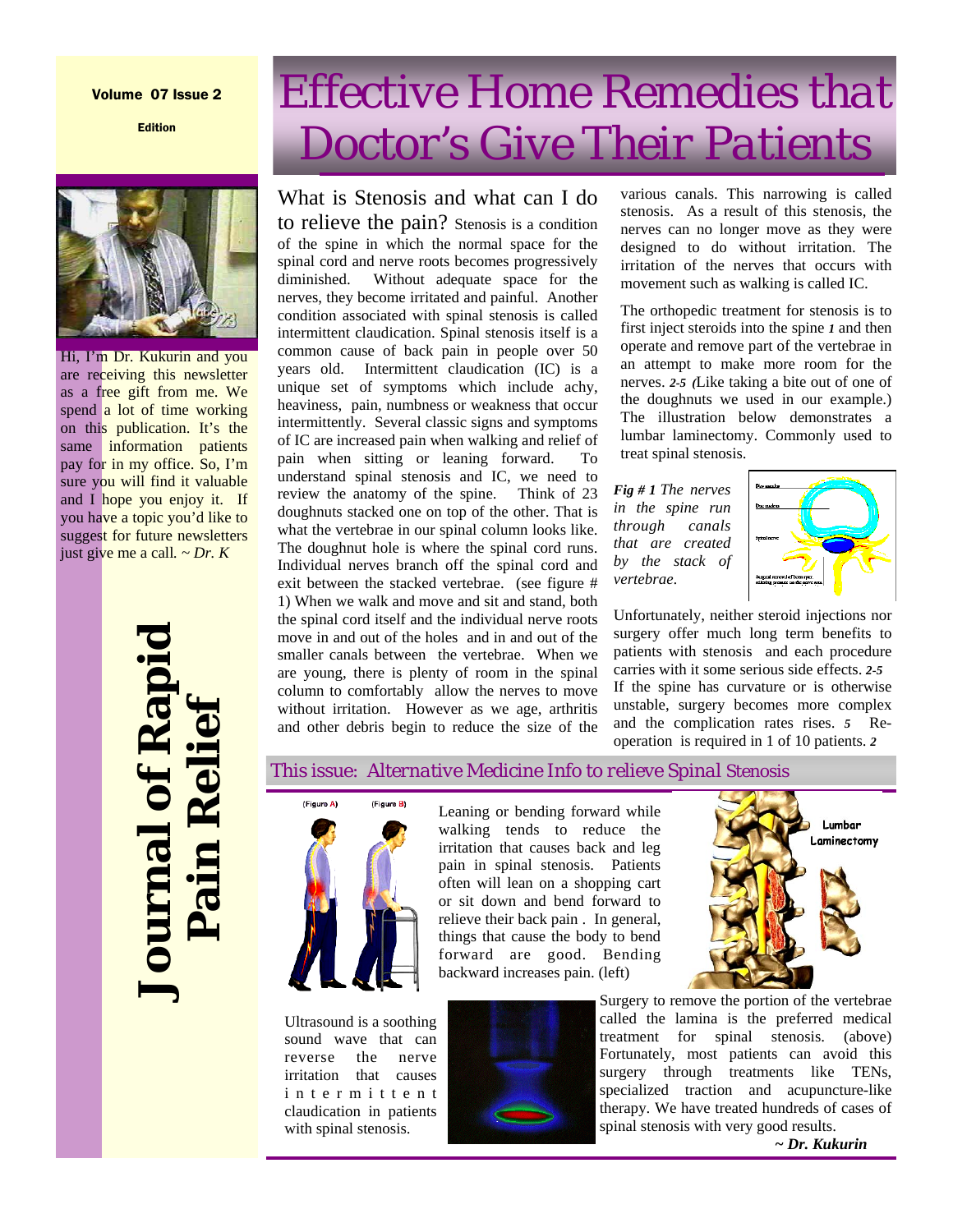# Effective Home Remedies that Doctor's Give Their Patients

Volume 07 Issue 2

Edition

Hi, I'm Dr. Kukurin and you are receiving this newsletter as a free gift from me. We spend a lot of time working on this publication. It's the same information patients pay for in my office. So, I'm sure you will find it valuable and I hope you enjoy it. If you have a topic you'd like to suggest for future newsletters just give me a call. *~ Dr. K*

**Journal of Rapid Pain Relief**

## What is Stenosis and what can I do to relieve the pain?

Stenosis is a condition of the spine in which the normal space for the spinal cord and nerve roots becomes progressively diminished. Without adequate space for the nerves, they become irritated and painful. Another condition associated with spinal stenosis is called intermittent claudication. Spinal stenosis itself is a common cause of back pain in people over 50 years old. Intermittent claudication (IC) is a unique set of symptoms which include achy, heaviness, pain, numbness or weakness that occur intermittently. Several classic signs and symptoms of IC are increased pain when walking and relief of pain when sitting or leaning forward. To understand spinal stenosis and IC, we need to review the anatomy of the spine. Think of 23 doughnuts stacked one on top of the other. That is what the vertebrae in our spinal column looks like. The doughnut hole is where the spinal cord runs. Individual nerves branch off the spinal cord and exit between the stacked vertebrae. (see figure # 1) When we walk and move and sit and stand, both the spinal cord itself and the individual nerve roots move in and out of the holes and in and out of the smaller canals between the vertebrae. When we are young, there is plenty of room in the spinal column to comfortably allow the nerves to move without irritation. However as we age, arthritis and other debris begin to reduce the size of the various canals. This narrowing is called stenosis. As a result of this stenosis, the nerves can no longer move as they were designed to do without irritation. The irritation of the nerves that occurs with movement such as walking is called IC.

The orthopedic treatment for stenosis is to first inject steroids into the spine *1* and then operate and remove part of the vertebrae in an attempt to make more room for the nerves. *2-5* (Like taking a bite out of one of the doughnuts we used in our example.) The illustration below demonstrates a lumbar laminectomy. Commonly used to treat spinal stenosis.

***Fig # 1*** *The nerves in the spine run through canals that are created by the stack of vertebrae.*

Unfortunately, neither steroid injections nor surgery offer much long term benefits to patients with stenosis and each procedure carries with it some serious side effects. *2-5* If the spine has curvature or is otherwise unstable, surgery becomes more complex and the complication rates rises. *5* Re-operation is required in 1 of 10 patients. *2*

## *This issue: Alternative Medicine Info to relieve Spinal Stenosis*

(Figure A) (Figure B)

Leaning or bending forward while walking tends to reduce the irritation that causes back and leg pain in spinal stenosis. Patients often will lean on a shopping cart or sit down and bend forward to relieve their back pain . In general, things that cause the body to bend forward are good. Bending backward increases pain. (left)

Lumbar Laminectomy

Ultrasound is a soothing sound wave that can reverse the nerve irritation that causes intermittent claudication in patients with spinal stenosis.

Surgery to remove the portion of the vertebrae called the lamina is the preferred medical treatment for spinal stenosis. (above) Fortunately, most patients can avoid this surgery through treatments like TENs, specialized traction and acupuncture-like therapy. We have treated hundreds of cases of spinal stenosis with very good results.

***~ Dr. Kukurin***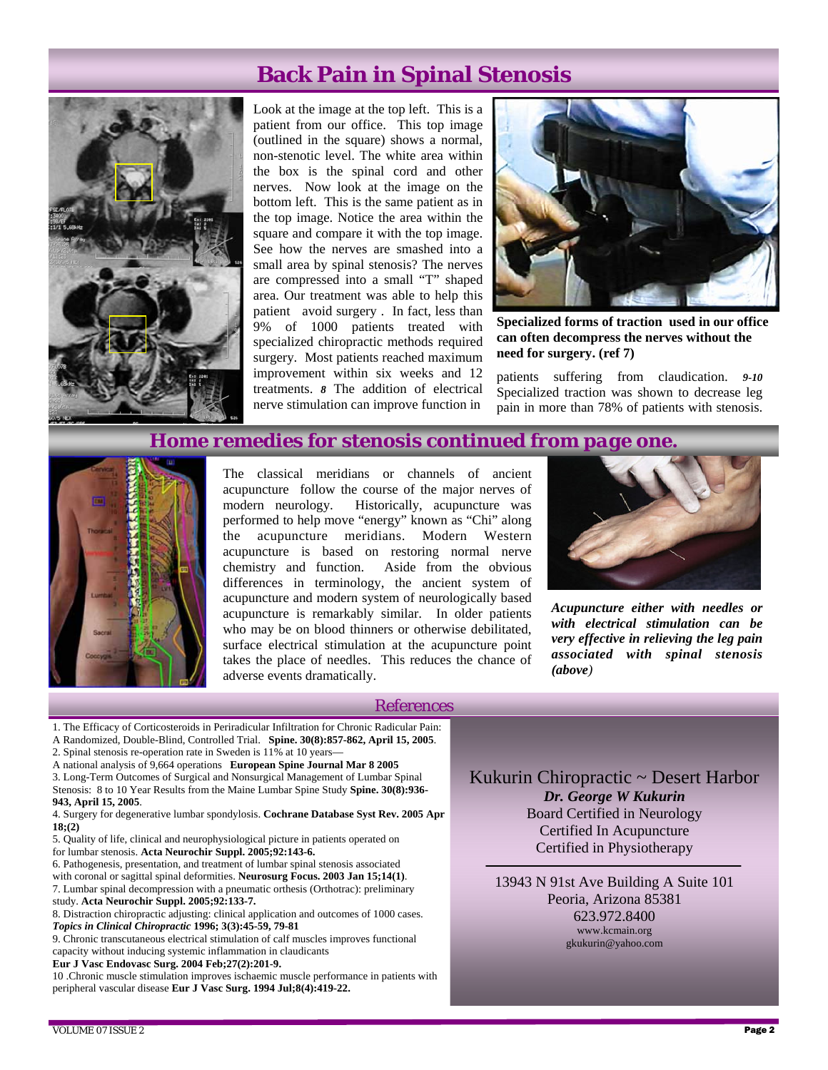## Back Pain in Spinal Stenosis

Look at the image at the top left. This is a patient from our office. This top image (outlined in the square) shows a normal, non-stenotic level. The white area within the box is the spinal cord and other nerves. Now look at the image on the bottom left. This is the same patient as in the top image. Notice the area within the square and compare it with the top image. See how the nerves are smashed into a small area by spinal stenosis? The nerves are compressed into a small "T" shaped area. Our treatment was able to help this patient avoid surgery . In fact, less than 9% of 1000 patients treated with specialized chiropractic methods required surgery. Most patients reached maximum improvement within six weeks and 12 treatments. *8* The addition of electrical nerve stimulation can improve function in patients suffering from claudication. *9-10* Specialized traction was shown to decrease leg pain in more than 78% of patients with stenosis.

**Specialized forms of traction used in our office can often decompress the nerves without the need for surgery. (ref 7)**

## Home remedies for stenosis continued from page one.

The classical meridians or channels of ancient acupuncture follow the course of the major nerves of modern neurology. Historically, acupuncture was performed to help move "energy" known as "Chi" along the acupuncture meridians. Modern Western acupuncture is based on restoring normal nerve chemistry and function. Aside from the obvious differences in terminology, the ancient system of acupuncture and modern system of neurologically based acupuncture is remarkably similar. In older patients who may be on blood thinners or otherwise debilitated, surface electrical stimulation at the acupuncture point takes the place of needles. This reduces the chance of adverse events dramatically.

***Acupuncture either with needles or with electrical stimulation can be very effective in relieving the leg pain associated with spinal stenosis (above)***

## References

1. The Efficacy of Corticosteroids in Periradicular Infiltration for Chronic Radicular Pain: A Randomized, Double-Blind, Controlled Trial. **Spine. 30(8):857-862, April 15, 2005**.
2. Spinal stenosis re-operation rate in Sweden is 11% at 10 years— A national analysis of 9,664 operations **European Spine Journal Mar 8 2005**
3. Long-Term Outcomes of Surgical and Nonsurgical Management of Lumbar Spinal Stenosis: 8 to 10 Year Results from the Maine Lumbar Spine Study **Spine. 30(8):936-943, April 15, 2005**.
4. Surgery for degenerative lumbar spondylosis. **Cochrane Database Syst Rev. 2005 Apr 18;(2)**
5. Quality of life, clinical and neurophysiological picture in patients operated on for lumbar stenosis. **Acta Neurochir Suppl. 2005;92:143-6.**
6. Pathogenesis, presentation, and treatment of lumbar spinal stenosis associated with coronal or sagittal spinal deformities. **Neurosurg Focus. 2003 Jan 15;14(1)**.
7. Lumbar spinal decompression with a pneumatic orthesis (Orthotrac): preliminary study. **Acta Neurochir Suppl. 2005;92:133-7.**
8. Distraction chiropractic adjusting: clinical application and outcomes of 1000 cases. ***Topics in Clinical Chiropractic* 1996; 3(3):45-59, 79-81**
9. Chronic transcutaneous electrical stimulation of calf muscles improves functional capacity without inducing systemic inflammation in claudicants **Eur J Vasc Endovasc Surg. 2004 Feb;27(2):201-9.**
10. Chronic muscle stimulation improves ischaemic muscle performance in patients with peripheral vascular disease **Eur J Vasc Surg. 1994 Jul;8(4):419-22.**

Kukurin Chiropractic ~ Desert Harbor
***Dr. George W Kukurin***
Board Certified in Neurology
Certified In Acupuncture
Certified in Physiotherapy

13943 N 91st Ave Building A Suite 101
Peoria, Arizona 85381
623.972.8400
www.kcmain.org
gkukurin@yahoo.com